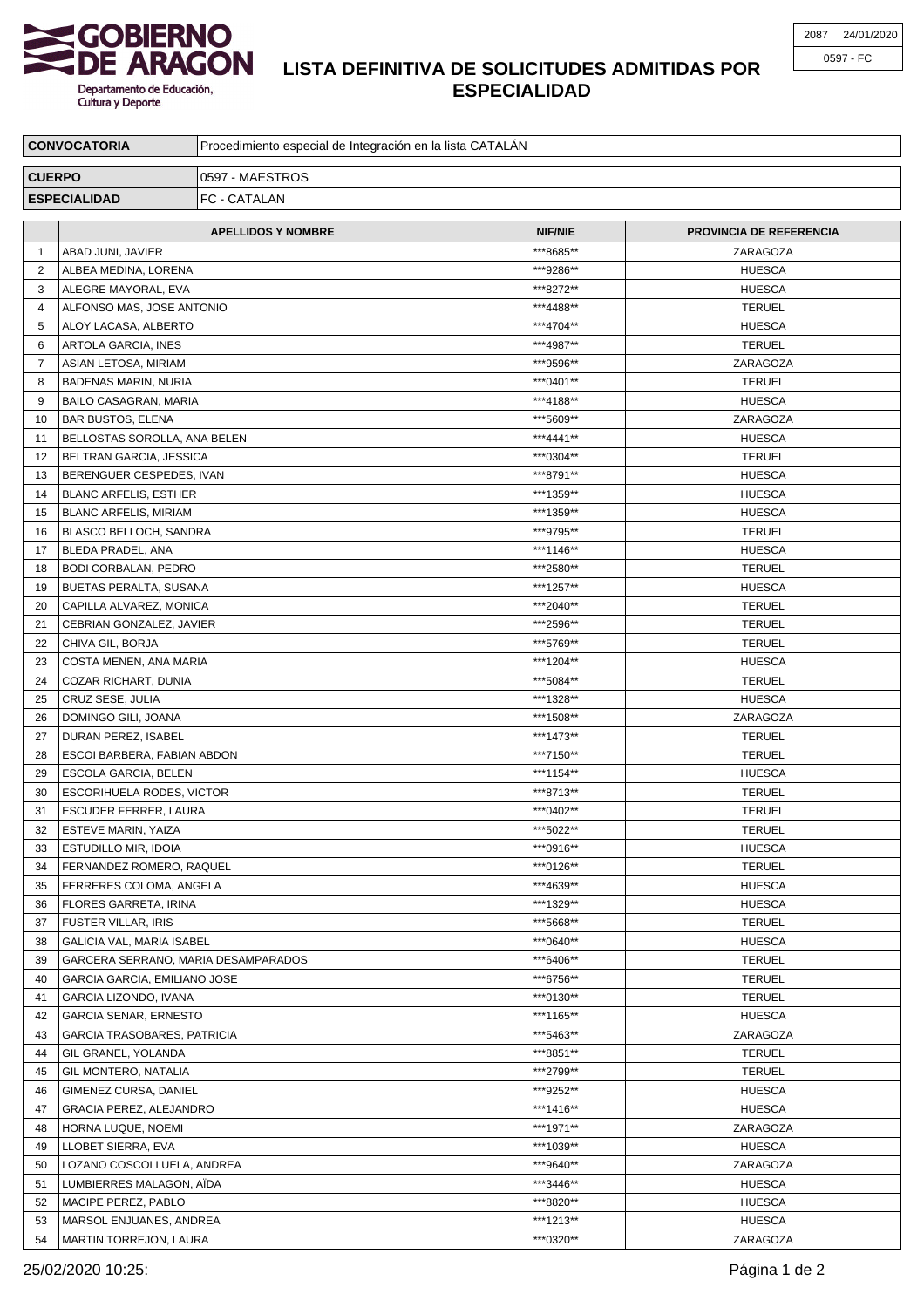GOBIERNO DE ARAGON

Departamento de Educación, Cultura y Deporte

| 2087 | 24/01/2020 |
| --- | --- |
| 0597 - FC | |

# LISTA DEFINITIVA DE SOLICITUDES ADMITIDAS POR ESPECIALIDAD

| CONVOCATORIA | Procedimiento especial de Integración en la lista CATALÁN |
| --- | --- |
| CUERPO | 0597 - MAESTROS |
| ESPECIALIDAD | FC - CATALAN |

| | APELLIDOS Y NOMBRE | NIF/NIE | PROVINCIA DE REFERENCIA |
| --- | --- | --- | --- |
| 1 | ABAD JUNI, JAVIER | ***8685** | ZARAGOZA |
| 2 | ALBEA MEDINA, LORENA | ***9286** | HUESCA |
| 3 | ALEGRE MAYORAL, EVA | ***8272** | HUESCA |
| 4 | ALFONSO MAS, JOSE ANTONIO | ***4488** | TERUEL |
| 5 | ALOY LACASA, ALBERTO | ***4704** | HUESCA |
| 6 | ARTOLA GARCIA, INES | ***4987** | TERUEL |
| 7 | ASIAN LETOSA, MIRIAM | ***9596** | ZARAGOZA |
| 8 | BADENAS MARIN, NURIA | ***0401** | TERUEL |
| 9 | BAILO CASAGRAN, MARIA | ***4188** | HUESCA |
| 10 | BAR BUSTOS, ELENA | ***5609** | ZARAGOZA |
| 11 | BELLOSTAS SOROLLA, ANA BELEN | ***4441** | HUESCA |
| 12 | BELTRAN GARCIA, JESSICA | ***0304** | TERUEL |
| 13 | BERENGUER CESPEDES, IVAN | ***8791** | HUESCA |
| 14 | BLANC ARFELIS, ESTHER | ***1359** | HUESCA |
| 15 | BLANC ARFELIS, MIRIAM | ***1359** | HUESCA |
| 16 | BLASCO BELLOCH, SANDRA | ***9795** | TERUEL |
| 17 | BLEDA PRADEL, ANA | ***1146** | HUESCA |
| 18 | BODI CORBALAN, PEDRO | ***2580** | TERUEL |
| 19 | BUETAS PERALTA, SUSANA | ***1257** | HUESCA |
| 20 | CAPILLA ALVAREZ, MONICA | ***2040** | TERUEL |
| 21 | CEBRIAN GONZALEZ, JAVIER | ***2596** | TERUEL |
| 22 | CHIVA GIL, BORJA | ***5769** | TERUEL |
| 23 | COSTA MENEN, ANA MARIA | ***1204** | HUESCA |
| 24 | COZAR RICHART, DUNIA | ***5084** | TERUEL |
| 25 | CRUZ SESE, JULIA | ***1328** | HUESCA |
| 26 | DOMINGO GILI, JOANA | ***1508** | ZARAGOZA |
| 27 | DURAN PEREZ, ISABEL | ***1473** | TERUEL |
| 28 | ESCOI BARBERA, FABIAN ABDON | ***7150** | TERUEL |
| 29 | ESCOLA GARCIA, BELEN | ***1154** | HUESCA |
| 30 | ESCORIHUELA RODES, VICTOR | ***8713** | TERUEL |
| 31 | ESCUDER FERRER, LAURA | ***0402** | TERUEL |
| 32 | ESTEVE MARIN, YAIZA | ***5022** | TERUEL |
| 33 | ESTUDILLO MIR, IDOIA | ***0916** | HUESCA |
| 34 | FERNANDEZ ROMERO, RAQUEL | ***0126** | TERUEL |
| 35 | FERRERES COLOMA, ANGELA | ***4639** | HUESCA |
| 36 | FLORES GARRETA, IRINA | ***1329** | HUESCA |
| 37 | FUSTER VILLAR, IRIS | ***5668** | TERUEL |
| 38 | GALICIA VAL, MARIA ISABEL | ***0640** | HUESCA |
| 39 | GARCERA SERRANO, MARIA DESAMPARADOS | ***6406** | TERUEL |
| 40 | GARCIA GARCIA, EMILIANO JOSE | ***6756** | TERUEL |
| 41 | GARCIA LIZONDO, IVANA | ***0130** | TERUEL |
| 42 | GARCIA SENAR, ERNESTO | ***1165** | HUESCA |
| 43 | GARCIA TRASOBARES, PATRICIA | ***5463** | ZARAGOZA |
| 44 | GIL GRANEL, YOLANDA | ***8851** | TERUEL |
| 45 | GIL MONTERO, NATALIA | ***2799** | TERUEL |
| 46 | GIMENEZ CURSA, DANIEL | ***9252** | HUESCA |
| 47 | GRACIA PEREZ, ALEJANDRO | ***1416** | HUESCA |
| 48 | HORNA LUQUE, NOEMI | ***1971** | ZARAGOZA |
| 49 | LLOBET SIERRA, EVA | ***1039** | HUESCA |
| 50 | LOZANO COSCOLLUELA, ANDREA | ***9640** | ZARAGOZA |
| 51 | LUMBIERRES MALAGON, AÏDA | ***3446** | HUESCA |
| 52 | MACIPE PEREZ, PABLO | ***8820** | HUESCA |
| 53 | MARSOL ENJUANES, ANDREA | ***1213** | HUESCA |
| 54 | MARTIN TORREJON, LAURA | ***0320** | ZARAGOZA |

25/02/2020 10:25: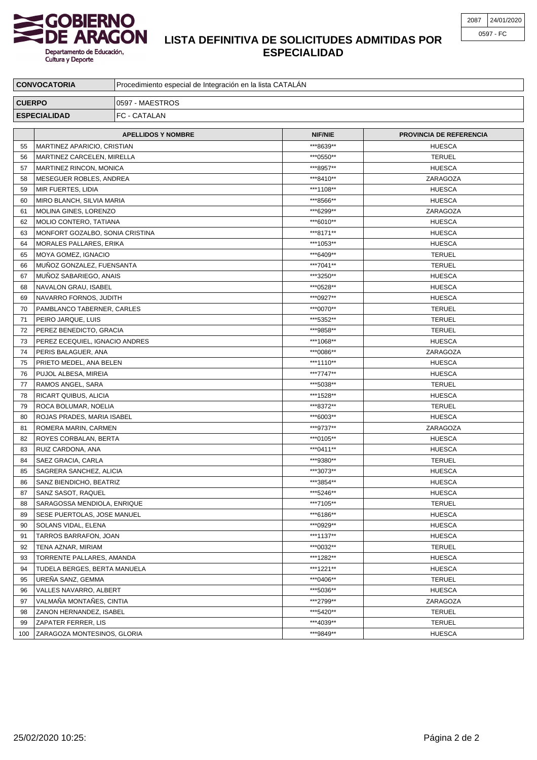# LISTA DEFINITIVA DE SOLICITUDES ADMITIDAS POR ESPECIALIDAD

GOBIERNO DE ARAGON
Departamento de Educación, Cultura y Deporte

| 2087 | 24/01/2020 |
|---|---|
| 0597 - FC | |

| | |
|---|---|
| **CONVOCATORIA** | Procedimiento especial de Integración en la lista CATALÁN |
| **CUERPO** | 0597 - MAESTROS |
| **ESPECIALIDAD** | FC - CATALAN |

| | APELLIDOS Y NOMBRE | NIF/NIE | PROVINCIA DE REFERENCIA |
|---|---|---|---|
| 55 | MARTINEZ APARICIO, CRISTIAN | ***8639** | HUESCA |
| 56 | MARTINEZ CARCELEN, MIRELLA | ***0550** | TERUEL |
| 57 | MARTINEZ RINCON, MONICA | ***8957** | HUESCA |
| 58 | MESEGUER ROBLES, ANDREA | ***8410** | ZARAGOZA |
| 59 | MIR FUERTES, LIDIA | ***1108** | HUESCA |
| 60 | MIRO BLANCH, SILVIA MARIA | ***8566** | HUESCA |
| 61 | MOLINA GINES, LORENZO | ***6299** | ZARAGOZA |
| 62 | MOLIO CONTERO, TATIANA | ***6010** | HUESCA |
| 63 | MONFORT GOZALBO, SONIA CRISTINA | ***8171** | HUESCA |
| 64 | MORALES PALLARES, ERIKA | ***1053** | HUESCA |
| 65 | MOYA GOMEZ, IGNACIO | ***6409** | TERUEL |
| 66 | MUÑOZ GONZALEZ, FUENSANTA | ***7041** | TERUEL |
| 67 | MUÑOZ SABARIEGO, ANAIS | ***3250** | HUESCA |
| 68 | NAVALON GRAU, ISABEL | ***0528** | HUESCA |
| 69 | NAVARRO FORNOS, JUDITH | ***0927** | HUESCA |
| 70 | PAMBLANCO TABERNER, CARLES | ***0070** | TERUEL |
| 71 | PEIRO JARQUE, LUIS | ***5352** | TERUEL |
| 72 | PEREZ BENEDICTO, GRACIA | ***9858** | TERUEL |
| 73 | PEREZ ECEQUIEL, IGNACIO ANDRES | ***1068** | HUESCA |
| 74 | PERIS BALAGUER, ANA | ***0086** | ZARAGOZA |
| 75 | PRIETO MEDEL, ANA BELEN | ***1110** | HUESCA |
| 76 | PUJOL ALBESA, MIREIA | ***7747** | HUESCA |
| 77 | RAMOS ANGEL, SARA | ***5038** | TERUEL |
| 78 | RICART QUIBUS, ALICIA | ***1528** | HUESCA |
| 79 | ROCA BOLUMAR, NOELIA | ***8372** | TERUEL |
| 80 | ROJAS PRADES, MARIA ISABEL | ***6003** | HUESCA |
| 81 | ROMERA MARIN, CARMEN | ***9737** | ZARAGOZA |
| 82 | ROYES CORBALAN, BERTA | ***0105** | HUESCA |
| 83 | RUIZ CARDONA, ANA | ***0411** | HUESCA |
| 84 | SAEZ GRACIA, CARLA | ***9380** | TERUEL |
| 85 | SAGRERA SANCHEZ, ALICIA | ***3073** | HUESCA |
| 86 | SANZ BIENDICHO, BEATRIZ | ***3854** | HUESCA |
| 87 | SANZ SASOT, RAQUEL | ***5246** | HUESCA |
| 88 | SARAGOSSA MENDIOLA, ENRIQUE | ***7105** | TERUEL |
| 89 | SESE PUERTOLAS, JOSE MANUEL | ***6186** | HUESCA |
| 90 | SOLANS VIDAL, ELENA | ***0929** | HUESCA |
| 91 | TARROS BARRAFON, JOAN | ***1137** | HUESCA |
| 92 | TENA AZNAR, MIRIAM | ***0032** | TERUEL |
| 93 | TORRENTE PALLARES, AMANDA | ***1282** | HUESCA |
| 94 | TUDELA BERGES, BERTA MANUELA | ***1221** | HUESCA |
| 95 | UREÑA SANZ, GEMMA | ***0406** | TERUEL |
| 96 | VALLES NAVARRO, ALBERT | ***5036** | HUESCA |
| 97 | VALMAÑA MONTAÑES, CINTIA | ***2799** | ZARAGOZA |
| 98 | ZANON HERNANDEZ, ISABEL | ***5420** | TERUEL |
| 99 | ZAPATER FERRER, LIS | ***4039** | TERUEL |
| 100 | ZARAGOZA MONTESINOS, GLORIA | ***9849** | HUESCA |

25/02/2020 10:25: